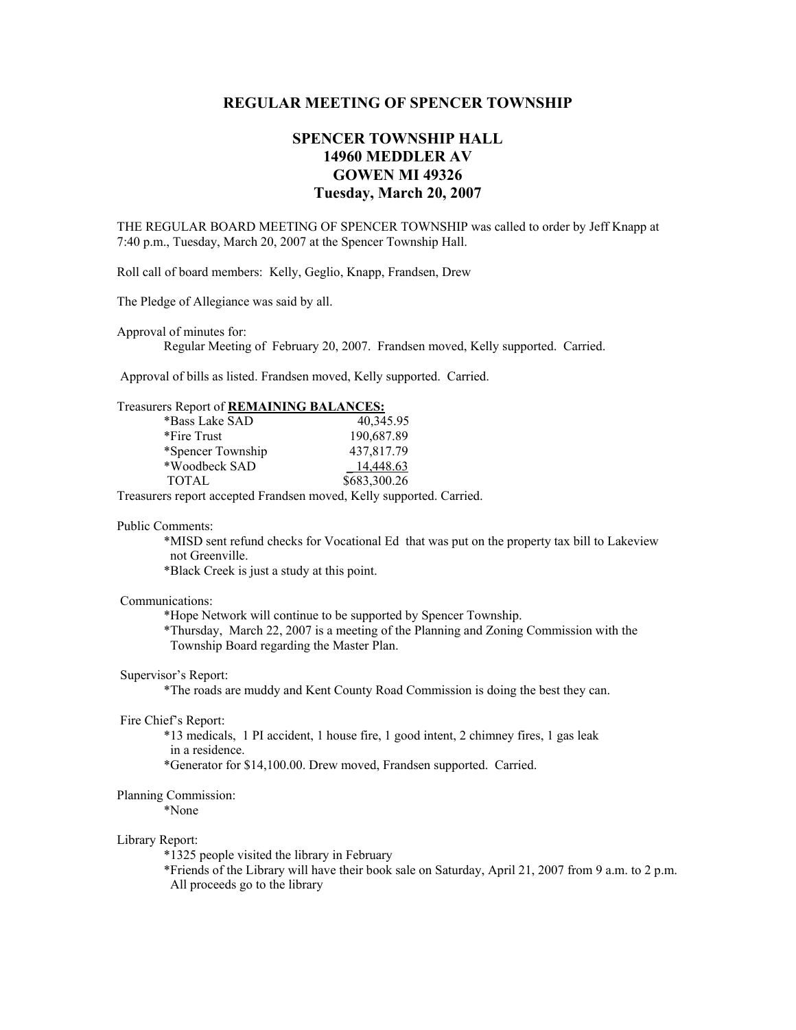## REGULAR MEETING OF SPENCER TOWNSHIP

### SPENCER TOWNSHIP HALL
### 14960 MEDDLER AV
### GOWEN MI 49326
### Tuesday, March 20, 2007

THE REGULAR BOARD MEETING OF SPENCER TOWNSHIP was called to order by Jeff Knapp at 7:40 p.m., Tuesday, March 20, 2007 at the Spencer Township Hall.

Roll call of board members: Kelly, Geglio, Knapp, Frandsen, Drew

The Pledge of Allegiance was said by all.

Approval of minutes for:

Regular Meeting of February 20, 2007. Frandsen moved, Kelly supported. Carried.

Approval of bills as listed. Frandsen moved, Kelly supported. Carried.

Treasurers Report of **REMAINING BALANCES:**

| | |
|---|---|
| *Bass Lake SAD | 40,345.95 |
| *Fire Trust | 190,687.89 |
| *Spencer Township | 437,817.79 |
| *Woodbeck SAD | 14,448.63 |
| TOTAL | $683,300.26 |

Treasurers report accepted Frandsen moved, Kelly supported. Carried.

Public Comments:

*MISD sent refund checks for Vocational Ed that was put on the property tax bill to Lakeview not Greenville.

*Black Creek is just a study at this point.

Communications:

*Hope Network will continue to be supported by Spencer Township.

*Thursday, March 22, 2007 is a meeting of the Planning and Zoning Commission with the Township Board regarding the Master Plan.

Supervisor's Report:

*The roads are muddy and Kent County Road Commission is doing the best they can.

Fire Chief's Report:

*13 medicals, 1 PI accident, 1 house fire, 1 good intent, 2 chimney fires, 1 gas leak in a residence.

*Generator for $14,100.00. Drew moved, Frandsen supported. Carried.

Planning Commission:

*None

Library Report:

*1325 people visited the library in February

*Friends of the Library will have their book sale on Saturday, April 21, 2007 from 9 a.m. to 2 p.m. All proceeds go to the library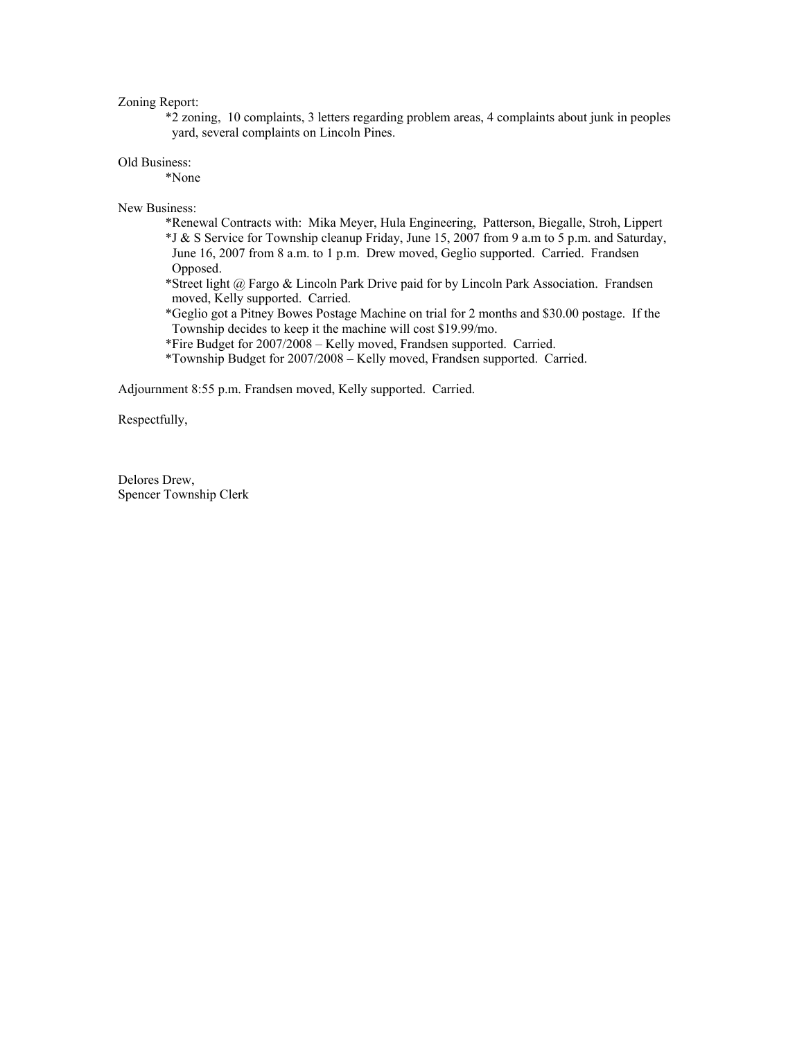Zoning Report:

*2 zoning, 10 complaints, 3 letters regarding problem areas, 4 complaints about junk in peoples yard, several complaints on Lincoln Pines.

Old Business:

*None

New Business:

*Renewal Contracts with: Mika Meyer, Hula Engineering, Patterson, Biegalle, Stroh, Lippert

*J & S Service for Township cleanup Friday, June 15, 2007 from 9 a.m to 5 p.m. and Saturday, June 16, 2007 from 8 a.m. to 1 p.m. Drew moved, Geglio supported. Carried. Frandsen Opposed.

*Street light @ Fargo & Lincoln Park Drive paid for by Lincoln Park Association. Frandsen moved, Kelly supported. Carried.

*Geglio got a Pitney Bowes Postage Machine on trial for 2 months and $30.00 postage. If the Township decides to keep it the machine will cost $19.99/mo.

*Fire Budget for 2007/2008 – Kelly moved, Frandsen supported. Carried.

*Township Budget for 2007/2008 – Kelly moved, Frandsen supported. Carried.

Adjournment 8:55 p.m. Frandsen moved, Kelly supported. Carried.

Respectfully,

Delores Drew,
Spencer Township Clerk